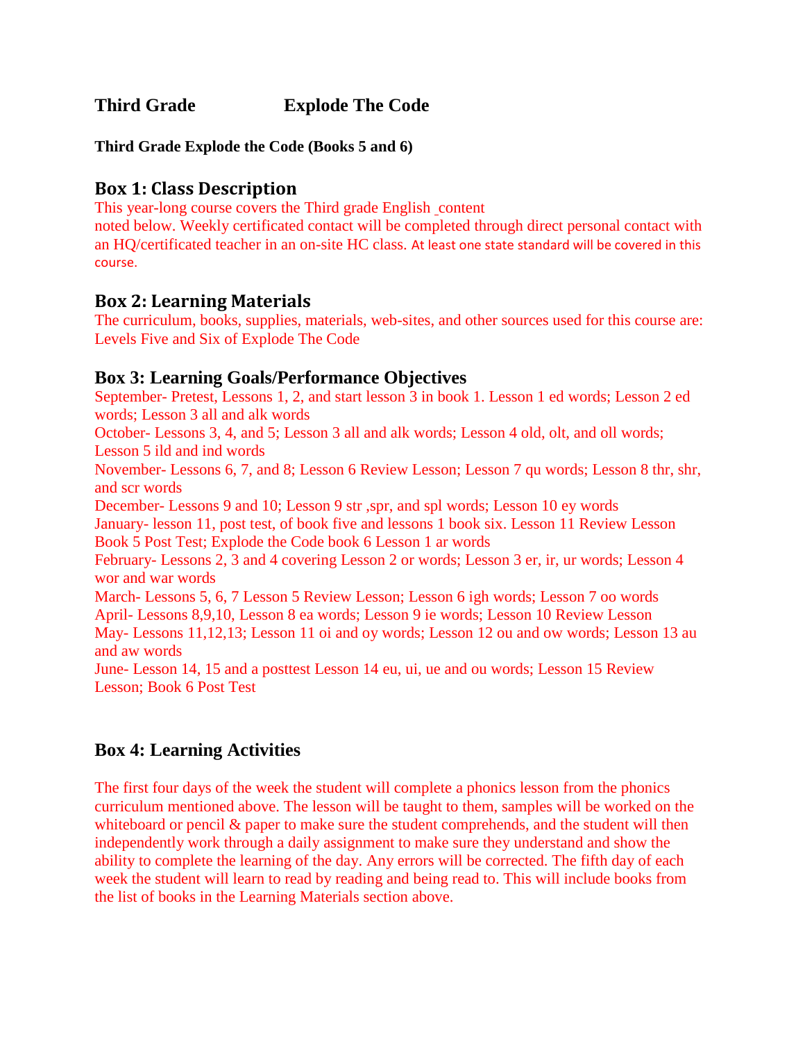# Third Grade Explode The Code

**Third Grade Explode the Code (Books 5 and 6)**

## Box 1: Class Description

This year-long course covers the Third grade English _content noted below. Weekly certificated contact will be completed through direct personal contact with an HQ/certificated teacher in an on-site HC class. At least one state standard will be covered in this course.

## Box 2: Learning Materials

The curriculum, books, supplies, materials, web-sites, and other sources used for this course are: Levels Five and Six of Explode The Code

## Box 3: Learning Goals/Performance Objectives

September- Pretest, Lessons 1, 2, and start lesson 3 in book 1. Lesson 1 ed words; Lesson 2 ed words; Lesson 3 all and alk words

October- Lessons 3, 4, and 5; Lesson 3 all and alk words; Lesson 4 old, olt, and oll words; Lesson 5 ild and ind words

November- Lessons 6, 7, and 8; Lesson 6 Review Lesson; Lesson 7 qu words; Lesson 8 thr, shr, and scr words

December- Lessons 9 and 10; Lesson 9 str ,spr, and spl words; Lesson 10 ey words

January- lesson 11, post test, of book five and lessons 1 book six. Lesson 11 Review Lesson Book 5 Post Test; Explode the Code book 6 Lesson 1 ar words

February- Lessons 2, 3 and 4 covering Lesson 2 or words; Lesson 3 er, ir, ur words; Lesson 4 wor and war words

March- Lessons 5, 6, 7 Lesson 5 Review Lesson; Lesson 6 igh words; Lesson 7 oo words

April- Lessons 8,9,10, Lesson 8 ea words; Lesson 9 ie words; Lesson 10 Review Lesson

May- Lessons 11,12,13; Lesson 11 oi and oy words; Lesson 12 ou and ow words; Lesson 13 au and aw words

June- Lesson 14, 15 and a posttest Lesson 14 eu, ui, ue and ou words; Lesson 15 Review Lesson; Book 6 Post Test

## Box 4: Learning Activities

The first four days of the week the student will complete a phonics lesson from the phonics curriculum mentioned above. The lesson will be taught to them, samples will be worked on the whiteboard or pencil & paper to make sure the student comprehends, and the student will then independently work through a daily assignment to make sure they understand and show the ability to complete the learning of the day. Any errors will be corrected. The fifth day of each week the student will learn to read by reading and being read to. This will include books from the list of books in the Learning Materials section above.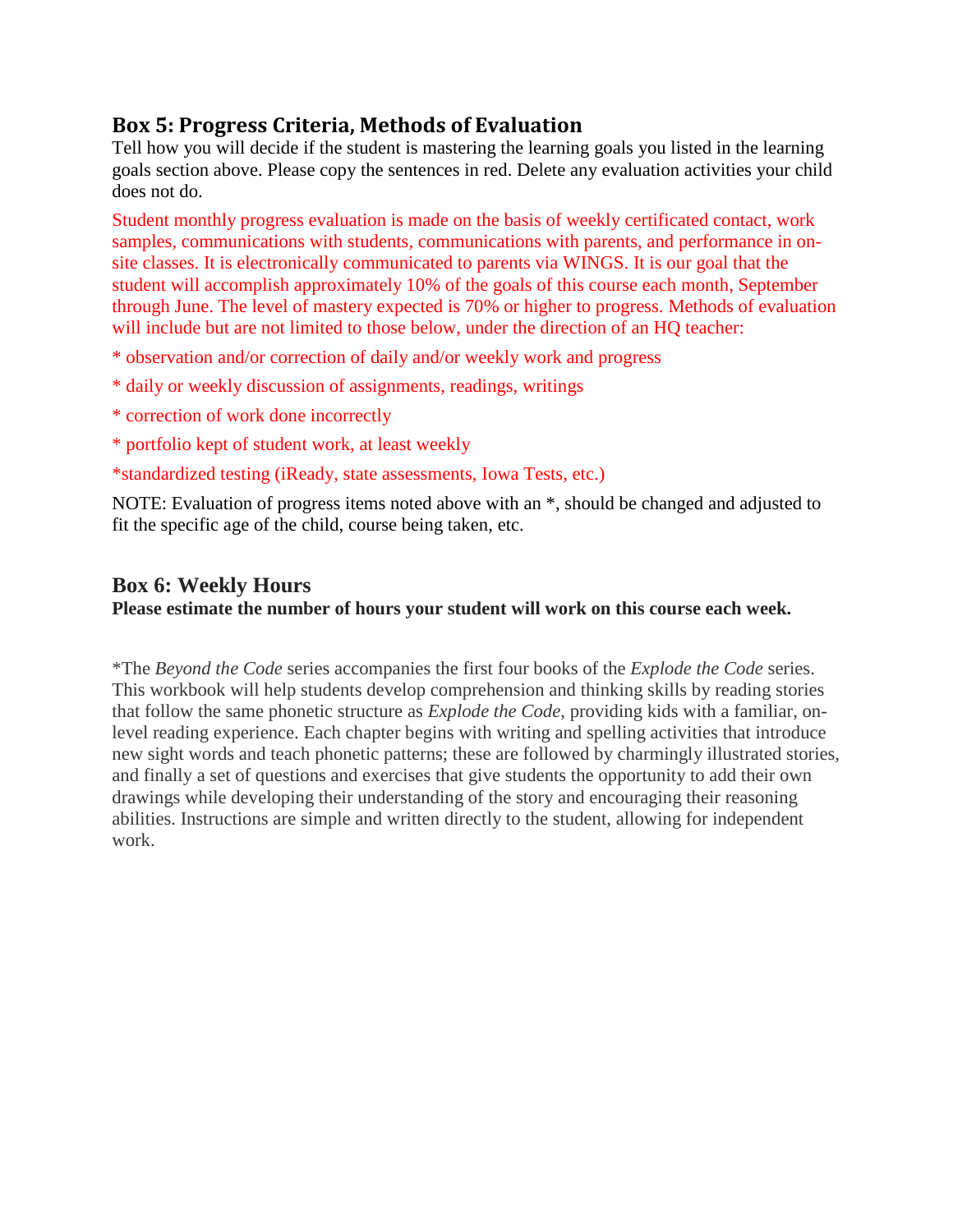## Box 5: Progress Criteria, Methods of Evaluation

Tell how you will decide if the student is mastering the learning goals you listed in the learning goals section above. Please copy the sentences in red. Delete any evaluation activities your child does not do.

Student monthly progress evaluation is made on the basis of weekly certificated contact, work samples, communications with students, communications with parents, and performance in on-site classes. It is electronically communicated to parents via WINGS. It is our goal that the student will accomplish approximately 10% of the goals of this course each month, September through June. The level of mastery expected is 70% or higher to progress. Methods of evaluation will include but are not limited to those below, under the direction of an HQ teacher:

* observation and/or correction of daily and/or weekly work and progress

* daily or weekly discussion of assignments, readings, writings

* correction of work done incorrectly

* portfolio kept of student work, at least weekly

*standardized testing (iReady, state assessments, Iowa Tests, etc.)

NOTE: Evaluation of progress items noted above with an *, should be changed and adjusted to fit the specific age of the child, course being taken, etc.

## Box 6: Weekly Hours

**Please estimate the number of hours your student will work on this course each week.**

*The *Beyond the Code* series accompanies the first four books of the *Explode the Code* series. This workbook will help students develop comprehension and thinking skills by reading stories that follow the same phonetic structure as *Explode the Code*, providing kids with a familiar, on-level reading experience. Each chapter begins with writing and spelling activities that introduce new sight words and teach phonetic patterns; these are followed by charmingly illustrated stories, and finally a set of questions and exercises that give students the opportunity to add their own drawings while developing their understanding of the story and encouraging their reasoning abilities. Instructions are simple and written directly to the student, allowing for independent work.